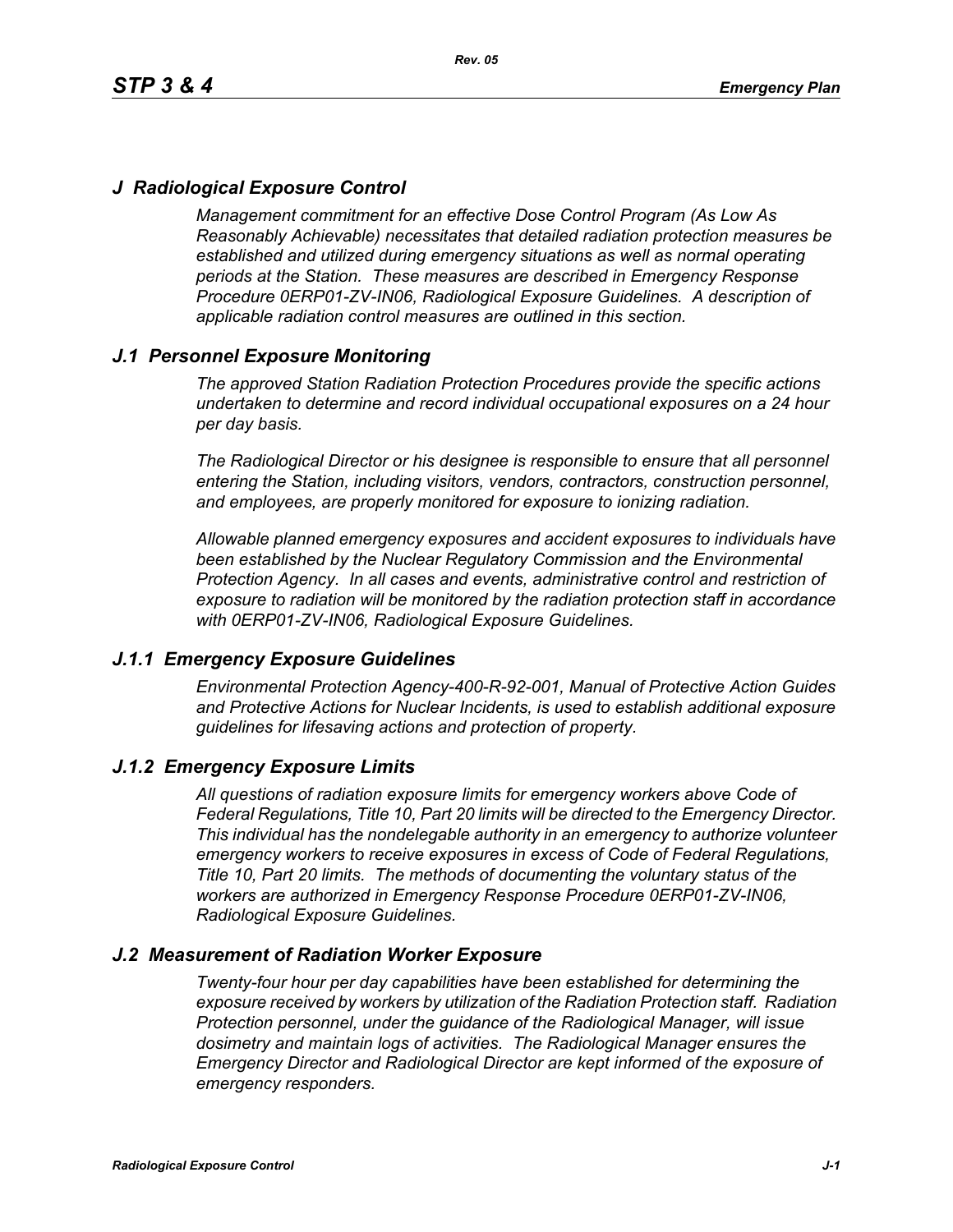## *J Radiological Exposure Control*

*Management commitment for an effective Dose Control Program (As Low As Reasonably Achievable) necessitates that detailed radiation protection measures be established and utilized during emergency situations as well as normal operating periods at the Station. These measures are described in Emergency Response Procedure 0ERP01-ZV-IN06, Radiological Exposure Guidelines. A description of applicable radiation control measures are outlined in this section.*

### *J.1 Personnel Exposure Monitoring*

*The approved Station Radiation Protection Procedures provide the specific actions undertaken to determine and record individual occupational exposures on a 24 hour per day basis.*

*The Radiological Director or his designee is responsible to ensure that all personnel entering the Station, including visitors, vendors, contractors, construction personnel, and employees, are properly monitored for exposure to ionizing radiation.*

*Allowable planned emergency exposures and accident exposures to individuals have been established by the Nuclear Regulatory Commission and the Environmental Protection Agency. In all cases and events, administrative control and restriction of exposure to radiation will be monitored by the radiation protection staff in accordance with 0ERP01-ZV-IN06, Radiological Exposure Guidelines.*

#### *J.1.1 Emergency Exposure Guidelines*

*Environmental Protection Agency-400-R-92-001, Manual of Protective Action Guides and Protective Actions for Nuclear Incidents, is used to establish additional exposure guidelines for lifesaving actions and protection of property.*

#### *J.1.2 Emergency Exposure Limits*

*All questions of radiation exposure limits for emergency workers above Code of Federal Regulations, Title 10, Part 20 limits will be directed to the Emergency Director. This individual has the nondelegable authority in an emergency to authorize volunteer emergency workers to receive exposures in excess of Code of Federal Regulations, Title 10, Part 20 limits. The methods of documenting the voluntary status of the workers are authorized in Emergency Response Procedure 0ERP01-ZV-IN06, Radiological Exposure Guidelines.*

### *J.2 Measurement of Radiation Worker Exposure*

*Twenty-four hour per day capabilities have been established for determining the exposure received by workers by utilization of the Radiation Protection staff. Radiation Protection personnel, under the guidance of the Radiological Manager, will issue dosimetry and maintain logs of activities. The Radiological Manager ensures the Emergency Director and Radiological Director are kept informed of the exposure of emergency responders.*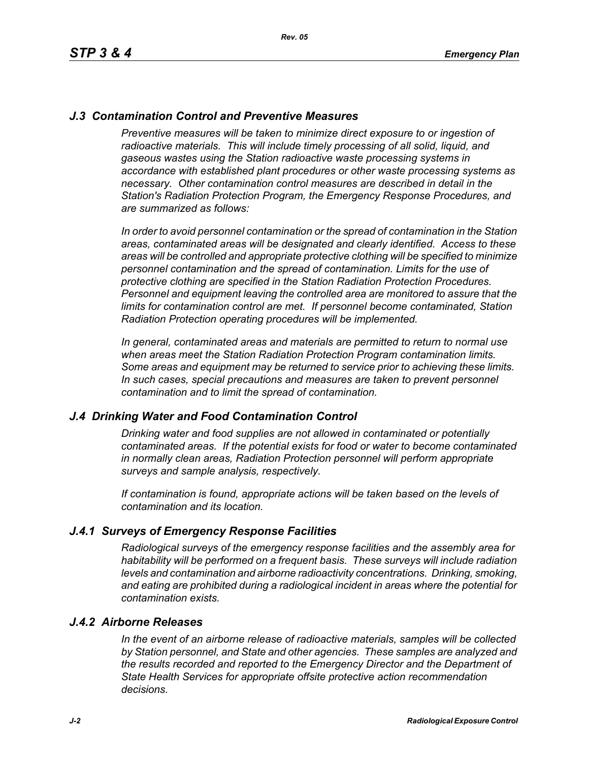## *J.3 Contamination Control and Preventive Measures*

*Preventive measures will be taken to minimize direct exposure to or ingestion of radioactive materials. This will include timely processing of all solid, liquid, and gaseous wastes using the Station radioactive waste processing systems in accordance with established plant procedures or other waste processing systems as necessary. Other contamination control measures are described in detail in the Station's Radiation Protection Program, the Emergency Response Procedures, and are summarized as follows:*

*In order to avoid personnel contamination or the spread of contamination in the Station areas, contaminated areas will be designated and clearly identified. Access to these areas will be controlled and appropriate protective clothing will be specified to minimize personnel contamination and the spread of contamination. Limits for the use of protective clothing are specified in the Station Radiation Protection Procedures. Personnel and equipment leaving the controlled area are monitored to assure that the limits for contamination control are met. If personnel become contaminated, Station Radiation Protection operating procedures will be implemented.*

*In general, contaminated areas and materials are permitted to return to normal use when areas meet the Station Radiation Protection Program contamination limits. Some areas and equipment may be returned to service prior to achieving these limits. In such cases, special precautions and measures are taken to prevent personnel contamination and to limit the spread of contamination.*

## *J.4 Drinking Water and Food Contamination Control*

*Drinking water and food supplies are not allowed in contaminated or potentially contaminated areas. If the potential exists for food or water to become contaminated in normally clean areas, Radiation Protection personnel will perform appropriate surveys and sample analysis, respectively.*

*If contamination is found, appropriate actions will be taken based on the levels of contamination and its location.*

### *J.4.1 Surveys of Emergency Response Facilities*

*Radiological surveys of the emergency response facilities and the assembly area for habitability will be performed on a frequent basis. These surveys will include radiation levels and contamination and airborne radioactivity concentrations. Drinking, smoking, and eating are prohibited during a radiological incident in areas where the potential for contamination exists.*

### *J.4.2 Airborne Releases*

*In the event of an airborne release of radioactive materials, samples will be collected by Station personnel, and State and other agencies. These samples are analyzed and the results recorded and reported to the Emergency Director and the Department of State Health Services for appropriate offsite protective action recommendation decisions.*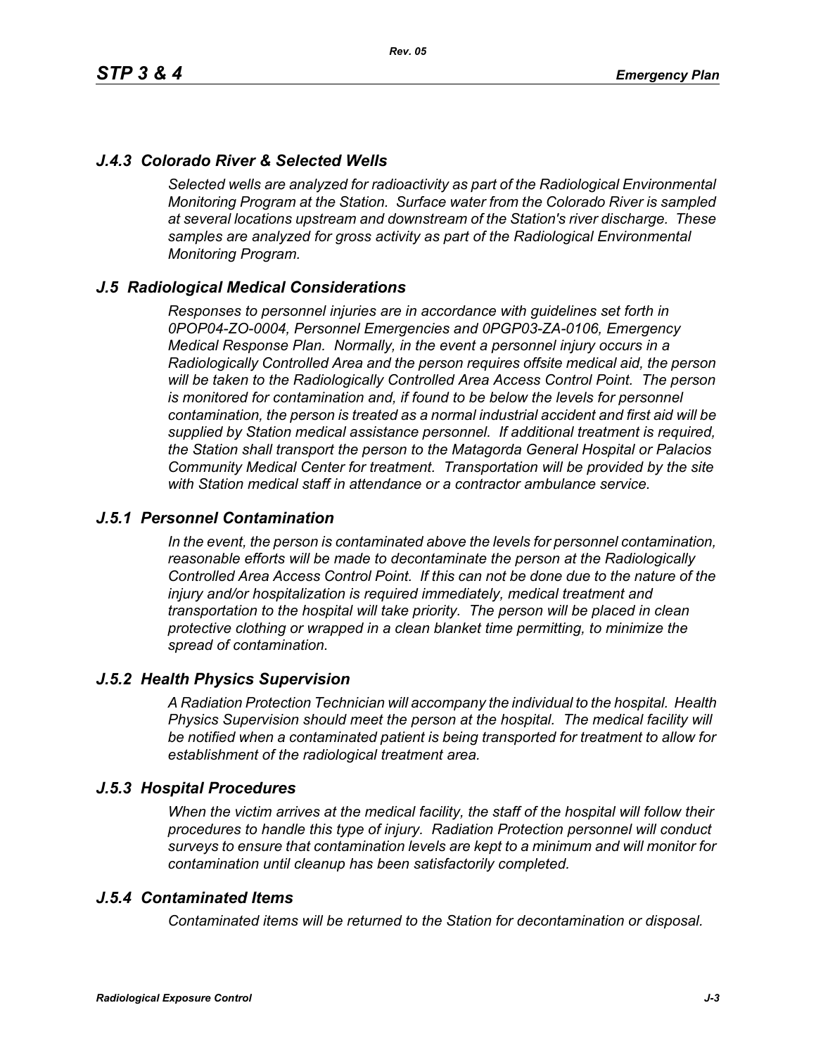## *J.4.3 Colorado River & Selected Wells*

*Selected wells are analyzed for radioactivity as part of the Radiological Environmental Monitoring Program at the Station. Surface water from the Colorado River is sampled at several locations upstream and downstream of the Station's river discharge. These samples are analyzed for gross activity as part of the Radiological Environmental Monitoring Program.*

## *J.5 Radiological Medical Considerations*

*Responses to personnel injuries are in accordance with guidelines set forth in 0POP04-ZO-0004, Personnel Emergencies and 0PGP03-ZA-0106, Emergency Medical Response Plan. Normally, in the event a personnel injury occurs in a Radiologically Controlled Area and the person requires offsite medical aid, the person will be taken to the Radiologically Controlled Area Access Control Point. The person is monitored for contamination and, if found to be below the levels for personnel contamination, the person is treated as a normal industrial accident and first aid will be supplied by Station medical assistance personnel. If additional treatment is required, the Station shall transport the person to the Matagorda General Hospital or Palacios Community Medical Center for treatment. Transportation will be provided by the site with Station medical staff in attendance or a contractor ambulance service.*

## *J.5.1 Personnel Contamination*

*In the event, the person is contaminated above the levels for personnel contamination, reasonable efforts will be made to decontaminate the person at the Radiologically Controlled Area Access Control Point. If this can not be done due to the nature of the injury and/or hospitalization is required immediately, medical treatment and transportation to the hospital will take priority. The person will be placed in clean protective clothing or wrapped in a clean blanket time permitting, to minimize the spread of contamination.*

## *J.5.2 Health Physics Supervision*

*A Radiation Protection Technician will accompany the individual to the hospital. Health Physics Supervision should meet the person at the hospital. The medical facility will be notified when a contaminated patient is being transported for treatment to allow for establishment of the radiological treatment area.*

## *J.5.3 Hospital Procedures*

*When the victim arrives at the medical facility, the staff of the hospital will follow their procedures to handle this type of injury. Radiation Protection personnel will conduct surveys to ensure that contamination levels are kept to a minimum and will monitor for contamination until cleanup has been satisfactorily completed.*

## *J.5.4 Contaminated Items*

*Contaminated items will be returned to the Station for decontamination or disposal.*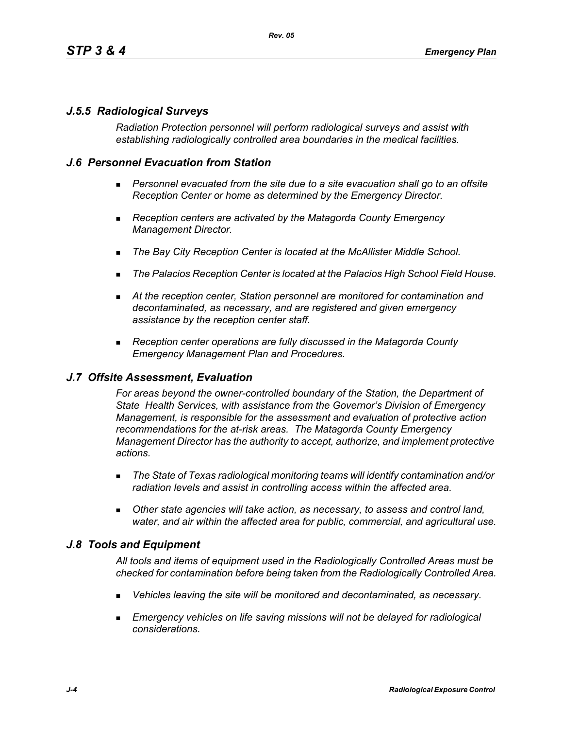### *J.5.5 Radiological Surveys*

*Radiation Protection personnel will perform radiological surveys and assist with establishing radiologically controlled area boundaries in the medical facilities.*

## *J.6 Personnel Evacuation from Station*

- *Personnel evacuated from the site due to a site evacuation shall go to an offsite Reception Center or home as determined by the Emergency Director.*
- *Reception centers are activated by the Matagorda County Emergency Management Director.*
- *The Bay City Reception Center is located at the McAllister Middle School.*
- *The Palacios Reception Center is located at the Palacios High School Field House.*
- *At the reception center, Station personnel are monitored for contamination and decontaminated, as necessary, and are registered and given emergency assistance by the reception center staff.*
- *Reception center operations are fully discussed in the Matagorda County Emergency Management Plan and Procedures.*

## *J.7 Offsite Assessment, Evaluation*

*For areas beyond the owner-controlled boundary of the Station, the Department of State Health Services, with assistance from the Governor's Division of Emergency Management, is responsible for the assessment and evaluation of protective action recommendations for the at-risk areas. The Matagorda County Emergency Management Director has the authority to accept, authorize, and implement protective actions.*

- *The State of Texas radiological monitoring teams will identify contamination and/or radiation levels and assist in controlling access within the affected area.*
- *Other state agencies will take action, as necessary, to assess and control land, water, and air within the affected area for public, commercial, and agricultural use.*

## *J.8 Tools and Equipment*

*All tools and items of equipment used in the Radiologically Controlled Areas must be checked for contamination before being taken from the Radiologically Controlled Area.*

- *Vehicles leaving the site will be monitored and decontaminated, as necessary.*
- *Emergency vehicles on life saving missions will not be delayed for radiological considerations.*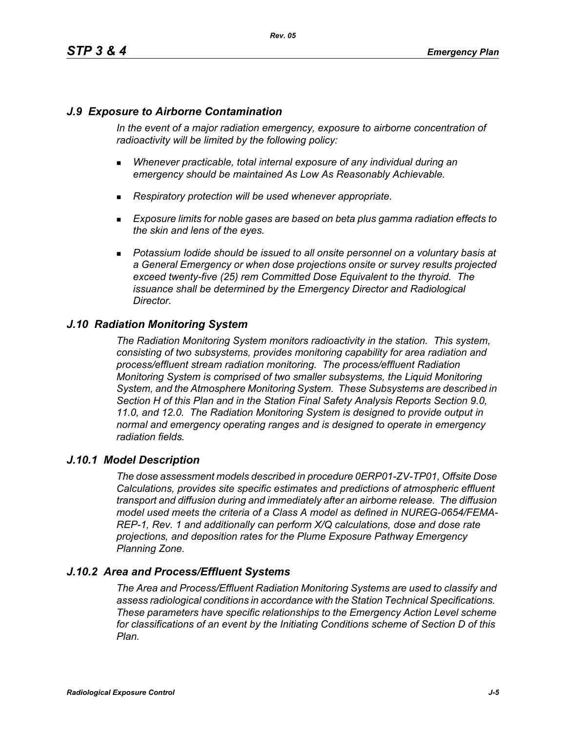## *J.9 Exposure to Airborne Contamination*

*In the event of a major radiation emergency, exposure to airborne concentration of radioactivity will be limited by the following policy:*

- *Whenever practicable, total internal exposure of any individual during an emergency should be maintained As Low As Reasonably Achievable.*
- *Respiratory protection will be used whenever appropriate.*
- *Exposure limits for noble gases are based on beta plus gamma radiation effects to the skin and lens of the eyes.*
- *Potassium Iodide should be issued to all onsite personnel on a voluntary basis at a General Emergency or when dose projections onsite or survey results projected exceed twenty-five (25) rem Committed Dose Equivalent to the thyroid. The issuance shall be determined by the Emergency Director and Radiological Director.*

## *J.10 Radiation Monitoring System*

*The Radiation Monitoring System monitors radioactivity in the station. This system, consisting of two subsystems, provides monitoring capability for area radiation and process/effluent stream radiation monitoring. The process/effluent Radiation Monitoring System is comprised of two smaller subsystems, the Liquid Monitoring System, and the Atmosphere Monitoring System. These Subsystems are described in Section H of this Plan and in the Station Final Safety Analysis Reports Section 9.0, 11.0, and 12.0. The Radiation Monitoring System is designed to provide output in normal and emergency operating ranges and is designed to operate in emergency radiation fields.*

### *J.10.1 Model Description*

*The dose assessment models described in procedure 0ERP01-ZV-TP01, Offsite Dose Calculations, provides site specific estimates and predictions of atmospheric effluent transport and diffusion during and immediately after an airborne release. The diffusion model used meets the criteria of a Class A model as defined in NUREG-0654/FEMA-REP-1, Rev. 1 and additionally can perform X/Q calculations, dose and dose rate projections, and deposition rates for the Plume Exposure Pathway Emergency Planning Zone.*

### *J.10.2 Area and Process/Effluent Systems*

*The Area and Process/Effluent Radiation Monitoring Systems are used to classify and assess radiological conditions in accordance with the Station Technical Specifications. These parameters have specific relationships to the Emergency Action Level scheme for classifications of an event by the Initiating Conditions scheme of Section D of this Plan.*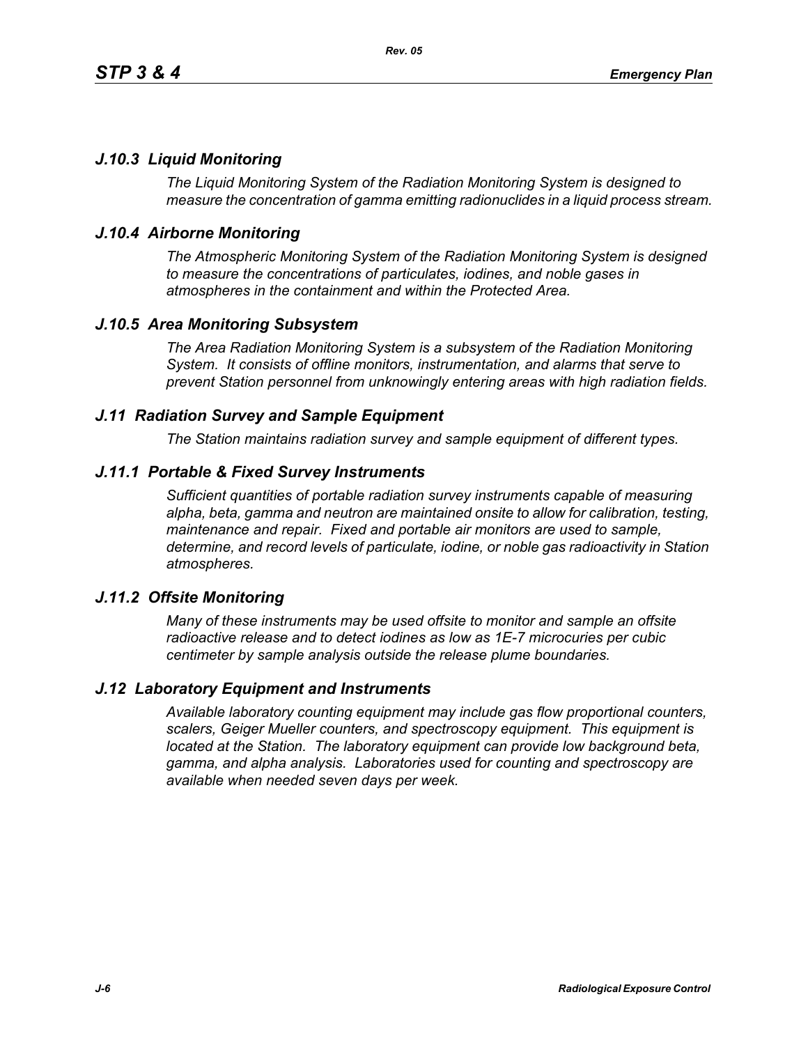### *J.10.3 Liquid Monitoring*

*The Liquid Monitoring System of the Radiation Monitoring System is designed to measure the concentration of gamma emitting radionuclides in a liquid process stream.*

### *J.10.4 Airborne Monitoring*

*The Atmospheric Monitoring System of the Radiation Monitoring System is designed to measure the concentrations of particulates, iodines, and noble gases in atmospheres in the containment and within the Protected Area.*

### *J.10.5 Area Monitoring Subsystem*

*The Area Radiation Monitoring System is a subsystem of the Radiation Monitoring System. It consists of offline monitors, instrumentation, and alarms that serve to prevent Station personnel from unknowingly entering areas with high radiation fields.*

## *J.11 Radiation Survey and Sample Equipment*

*The Station maintains radiation survey and sample equipment of different types.*

### *J.11.1 Portable & Fixed Survey Instruments*

*Sufficient quantities of portable radiation survey instruments capable of measuring alpha, beta, gamma and neutron are maintained onsite to allow for calibration, testing, maintenance and repair. Fixed and portable air monitors are used to sample, determine, and record levels of particulate, iodine, or noble gas radioactivity in Station atmospheres.*

### *J.11.2 Offsite Monitoring*

*Many of these instruments may be used offsite to monitor and sample an offsite radioactive release and to detect iodines as low as 1E-7 microcuries per cubic centimeter by sample analysis outside the release plume boundaries.*

## *J.12 Laboratory Equipment and Instruments*

*Available laboratory counting equipment may include gas flow proportional counters, scalers, Geiger Mueller counters, and spectroscopy equipment. This equipment is located at the Station. The laboratory equipment can provide low background beta, gamma, and alpha analysis. Laboratories used for counting and spectroscopy are available when needed seven days per week.*